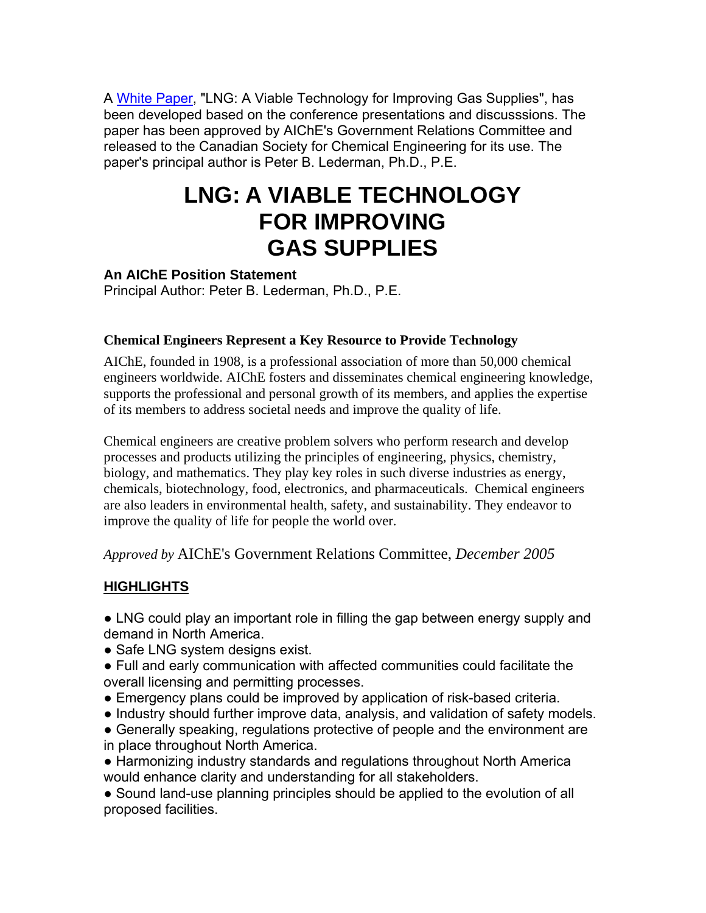A [White Paper](#), "LNG: A Viable Technology for Improving Gas Supplies", has been developed based on the conference presentations and discusssions. The paper has been approved by AIChE's Government Relations Committee and released to the Canadian Society for Chemical Engineering for its use. The paper's principal author is Peter B. Lederman, Ph.D., P.E.

# LNG: A VIABLE TECHNOLOGY FOR IMPROVING GAS SUPPLIES

**An AIChE Position Statement**
Principal Author: Peter B. Lederman, Ph.D., P.E.

### Chemical Engineers Represent a Key Resource to Provide Technology

AIChE, founded in 1908, is a professional association of more than 50,000 chemical engineers worldwide. AIChE fosters and disseminates chemical engineering knowledge, supports the professional and personal growth of its members, and applies the expertise of its members to address societal needs and improve the quality of life.

Chemical engineers are creative problem solvers who perform research and develop processes and products utilizing the principles of engineering, physics, chemistry, biology, and mathematics. They play key roles in such diverse industries as energy, chemicals, biotechnology, food, electronics, and pharmaceuticals. Chemical engineers are also leaders in environmental health, safety, and sustainability. They endeavor to improve the quality of life for people the world over.

*Approved by* AIChE's Government Relations Committee, *December 2005*

## HIGHLIGHTS

- LNG could play an important role in filling the gap between energy supply and demand in North America.
- Safe LNG system designs exist.
- Full and early communication with affected communities could facilitate the overall licensing and permitting processes.
- Emergency plans could be improved by application of risk-based criteria.
- Industry should further improve data, analysis, and validation of safety models.
- Generally speaking, regulations protective of people and the environment are in place throughout North America.
- Harmonizing industry standards and regulations throughout North America would enhance clarity and understanding for all stakeholders.
- Sound land-use planning principles should be applied to the evolution of all proposed facilities.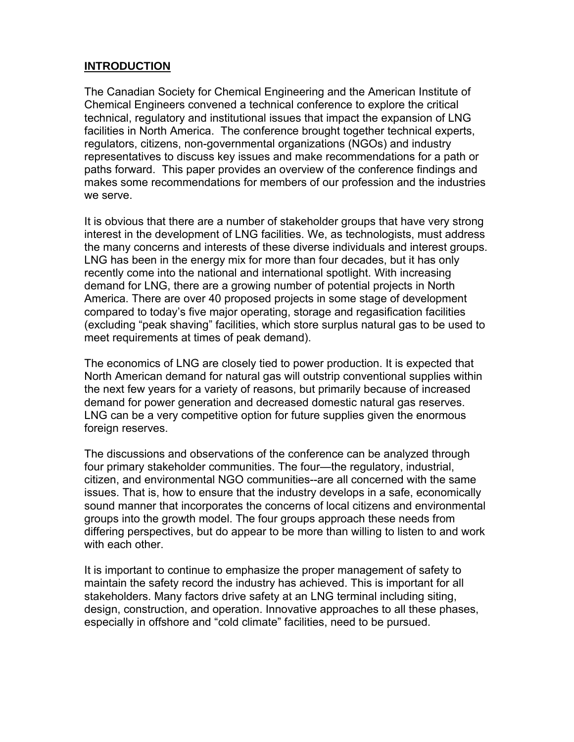## INTRODUCTION

The Canadian Society for Chemical Engineering and the American Institute of Chemical Engineers convened a technical conference to explore the critical technical, regulatory and institutional issues that impact the expansion of LNG facilities in North America. The conference brought together technical experts, regulators, citizens, non-governmental organizations (NGOs) and industry representatives to discuss key issues and make recommendations for a path or paths forward. This paper provides an overview of the conference findings and makes some recommendations for members of our profession and the industries we serve.

It is obvious that there are a number of stakeholder groups that have very strong interest in the development of LNG facilities. We, as technologists, must address the many concerns and interests of these diverse individuals and interest groups. LNG has been in the energy mix for more than four decades, but it has only recently come into the national and international spotlight. With increasing demand for LNG, there are a growing number of potential projects in North America. There are over 40 proposed projects in some stage of development compared to today's five major operating, storage and regasification facilities (excluding "peak shaving" facilities, which store surplus natural gas to be used to meet requirements at times of peak demand).

The economics of LNG are closely tied to power production. It is expected that North American demand for natural gas will outstrip conventional supplies within the next few years for a variety of reasons, but primarily because of increased demand for power generation and decreased domestic natural gas reserves. LNG can be a very competitive option for future supplies given the enormous foreign reserves.

The discussions and observations of the conference can be analyzed through four primary stakeholder communities. The four—the regulatory, industrial, citizen, and environmental NGO communities--are all concerned with the same issues. That is, how to ensure that the industry develops in a safe, economically sound manner that incorporates the concerns of local citizens and environmental groups into the growth model. The four groups approach these needs from differing perspectives, but do appear to be more than willing to listen to and work with each other.

It is important to continue to emphasize the proper management of safety to maintain the safety record the industry has achieved. This is important for all stakeholders. Many factors drive safety at an LNG terminal including siting, design, construction, and operation. Innovative approaches to all these phases, especially in offshore and "cold climate" facilities, need to be pursued.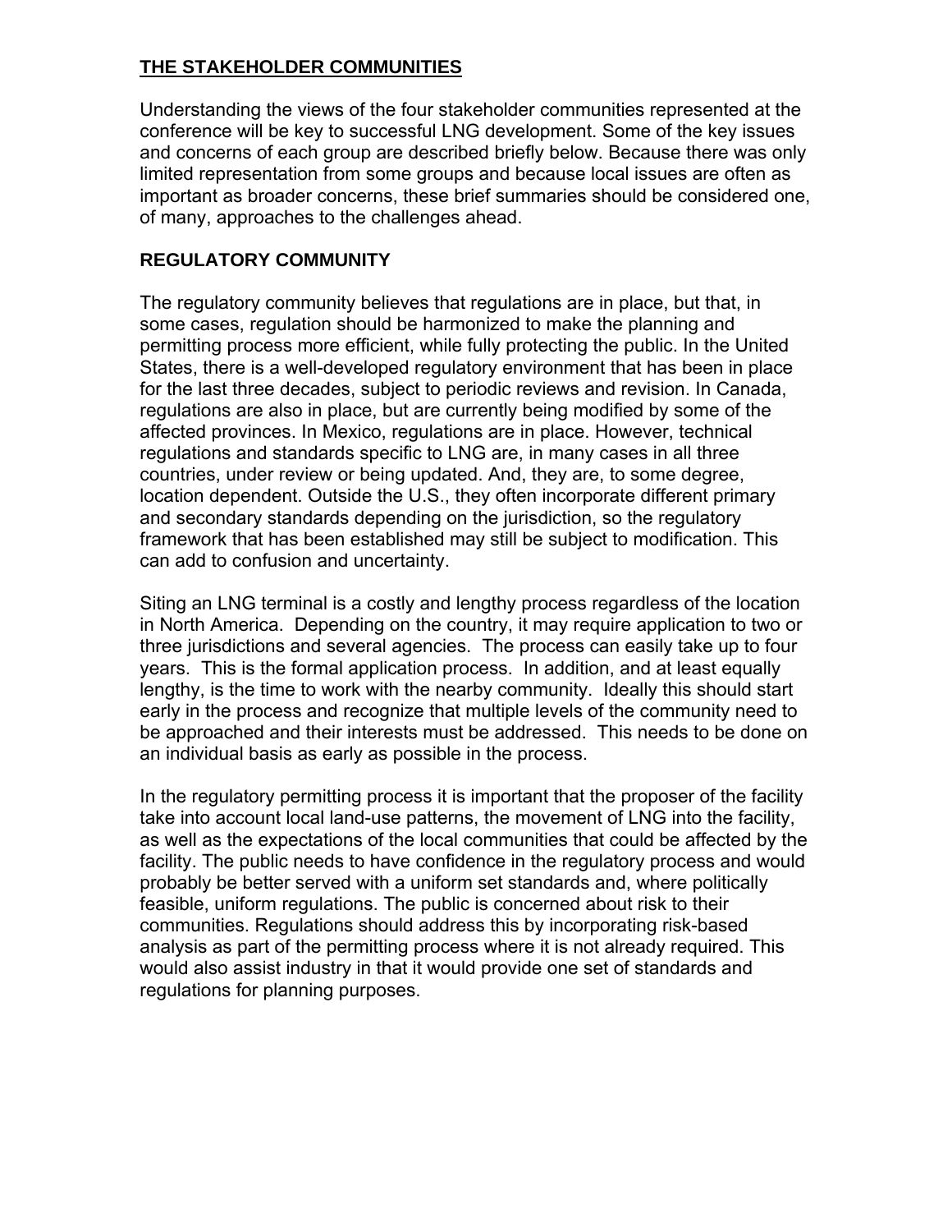## THE STAKEHOLDER COMMUNITIES

Understanding the views of the four stakeholder communities represented at the conference will be key to successful LNG development. Some of the key issues and concerns of each group are described briefly below. Because there was only limited representation from some groups and because local issues are often as important as broader concerns, these brief summaries should be considered one, of many, approaches to the challenges ahead.

### REGULATORY COMMUNITY

The regulatory community believes that regulations are in place, but that, in some cases, regulation should be harmonized to make the planning and permitting process more efficient, while fully protecting the public. In the United States, there is a well-developed regulatory environment that has been in place for the last three decades, subject to periodic reviews and revision. In Canada, regulations are also in place, but are currently being modified by some of the affected provinces. In Mexico, regulations are in place. However, technical regulations and standards specific to LNG are, in many cases in all three countries, under review or being updated. And, they are, to some degree, location dependent. Outside the U.S., they often incorporate different primary and secondary standards depending on the jurisdiction, so the regulatory framework that has been established may still be subject to modification. This can add to confusion and uncertainty.

Siting an LNG terminal is a costly and lengthy process regardless of the location in North America. Depending on the country, it may require application to two or three jurisdictions and several agencies. The process can easily take up to four years. This is the formal application process. In addition, and at least equally lengthy, is the time to work with the nearby community. Ideally this should start early in the process and recognize that multiple levels of the community need to be approached and their interests must be addressed. This needs to be done on an individual basis as early as possible in the process.

In the regulatory permitting process it is important that the proposer of the facility take into account local land-use patterns, the movement of LNG into the facility, as well as the expectations of the local communities that could be affected by the facility. The public needs to have confidence in the regulatory process and would probably be better served with a uniform set standards and, where politically feasible, uniform regulations. The public is concerned about risk to their communities. Regulations should address this by incorporating risk-based analysis as part of the permitting process where it is not already required. This would also assist industry in that it would provide one set of standards and regulations for planning purposes.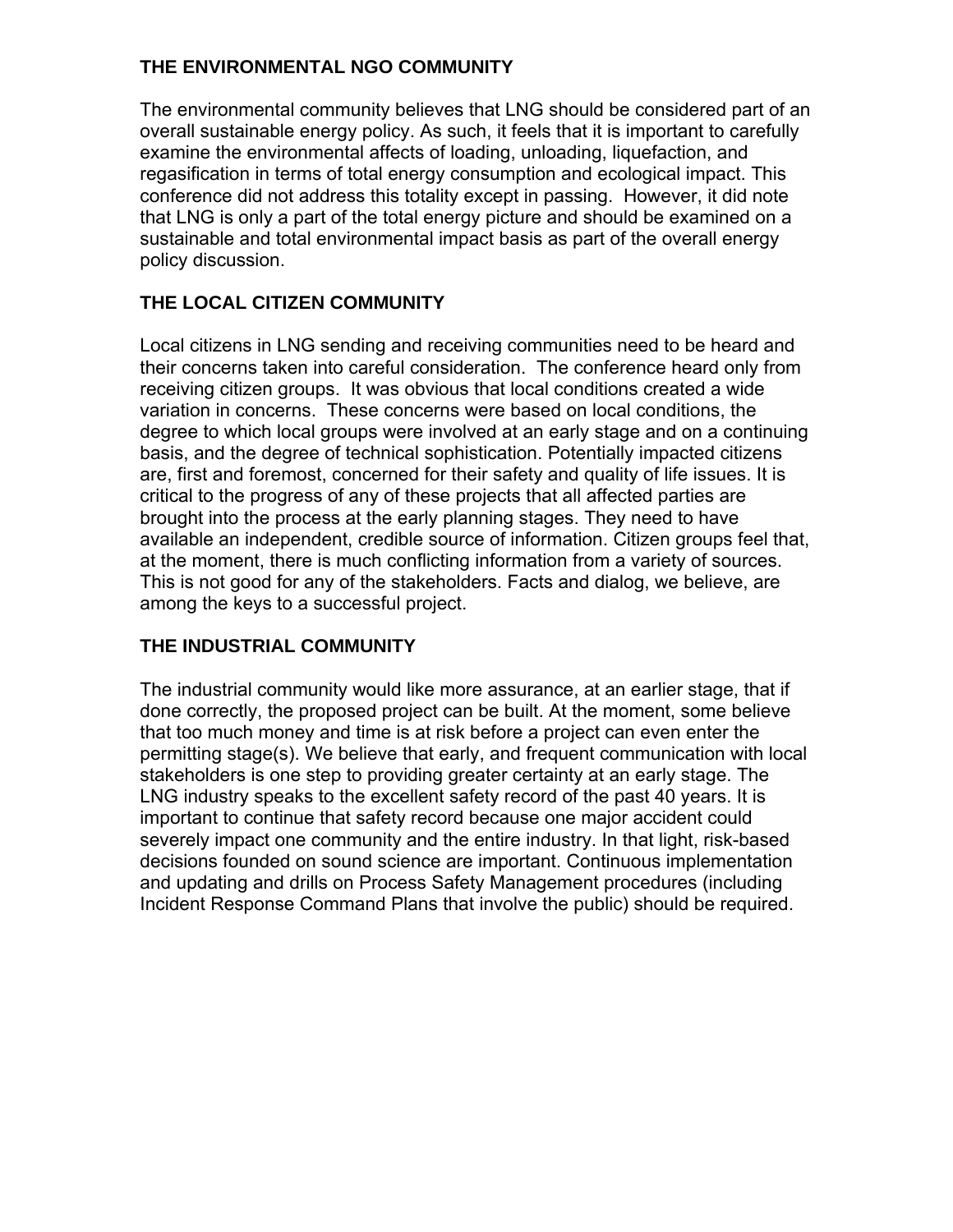## THE ENVIRONMENTAL NGO COMMUNITY

The environmental community believes that LNG should be considered part of an overall sustainable energy policy. As such, it feels that it is important to carefully examine the environmental affects of loading, unloading, liquefaction, and regasification in terms of total energy consumption and ecological impact. This conference did not address this totality except in passing. However, it did note that LNG is only a part of the total energy picture and should be examined on a sustainable and total environmental impact basis as part of the overall energy policy discussion.

## THE LOCAL CITIZEN COMMUNITY

Local citizens in LNG sending and receiving communities need to be heard and their concerns taken into careful consideration. The conference heard only from receiving citizen groups. It was obvious that local conditions created a wide variation in concerns. These concerns were based on local conditions, the degree to which local groups were involved at an early stage and on a continuing basis, and the degree of technical sophistication. Potentially impacted citizens are, first and foremost, concerned for their safety and quality of life issues. It is critical to the progress of any of these projects that all affected parties are brought into the process at the early planning stages. They need to have available an independent, credible source of information. Citizen groups feel that, at the moment, there is much conflicting information from a variety of sources. This is not good for any of the stakeholders. Facts and dialog, we believe, are among the keys to a successful project.

## THE INDUSTRIAL COMMUNITY

The industrial community would like more assurance, at an earlier stage, that if done correctly, the proposed project can be built. At the moment, some believe that too much money and time is at risk before a project can even enter the permitting stage(s). We believe that early, and frequent communication with local stakeholders is one step to providing greater certainty at an early stage. The LNG industry speaks to the excellent safety record of the past 40 years. It is important to continue that safety record because one major accident could severely impact one community and the entire industry. In that light, risk-based decisions founded on sound science are important. Continuous implementation and updating and drills on Process Safety Management procedures (including Incident Response Command Plans that involve the public) should be required.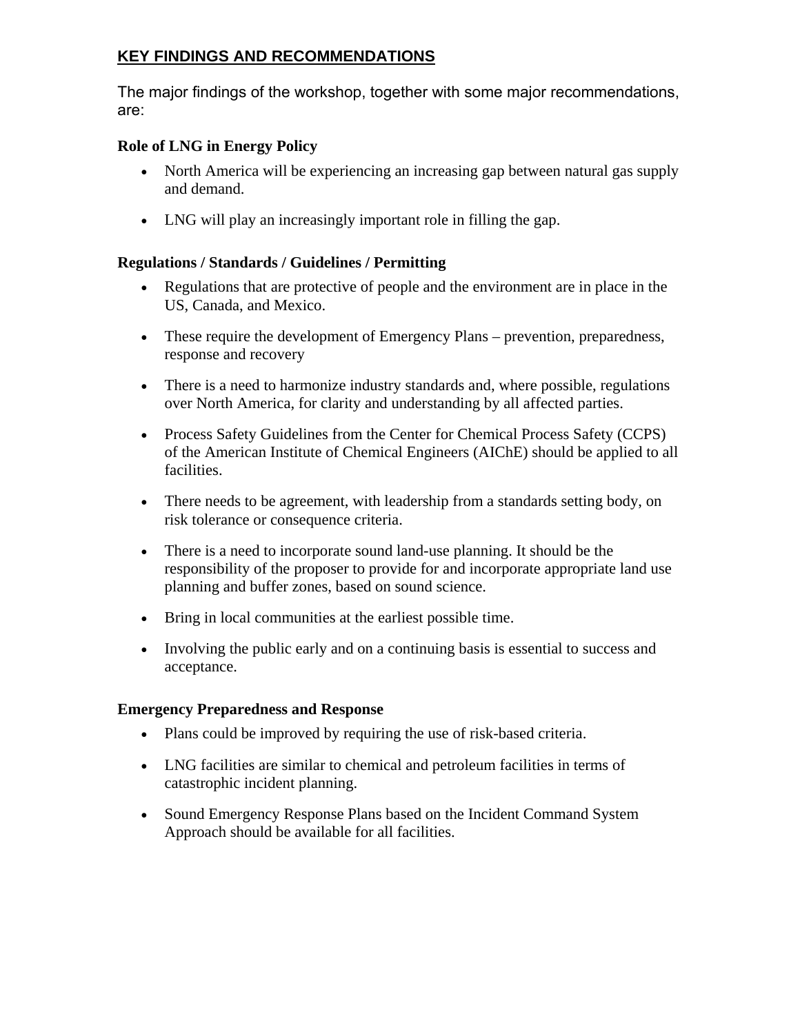## KEY FINDINGS AND RECOMMENDATIONS

The major findings of the workshop, together with some major recommendations, are:

### Role of LNG in Energy Policy

- North America will be experiencing an increasing gap between natural gas supply and demand.
- LNG will play an increasingly important role in filling the gap.

### Regulations / Standards / Guidelines / Permitting

- Regulations that are protective of people and the environment are in place in the US, Canada, and Mexico.
- These require the development of Emergency Plans – prevention, preparedness, response and recovery
- There is a need to harmonize industry standards and, where possible, regulations over North America, for clarity and understanding by all affected parties.
- Process Safety Guidelines from the Center for Chemical Process Safety (CCPS) of the American Institute of Chemical Engineers (AIChE) should be applied to all facilities.
- There needs to be agreement, with leadership from a standards setting body, on risk tolerance or consequence criteria.
- There is a need to incorporate sound land-use planning. It should be the responsibility of the proposer to provide for and incorporate appropriate land use planning and buffer zones, based on sound science.
- Bring in local communities at the earliest possible time.
- Involving the public early and on a continuing basis is essential to success and acceptance.

### Emergency Preparedness and Response

- Plans could be improved by requiring the use of risk-based criteria.
- LNG facilities are similar to chemical and petroleum facilities in terms of catastrophic incident planning.
- Sound Emergency Response Plans based on the Incident Command System Approach should be available for all facilities.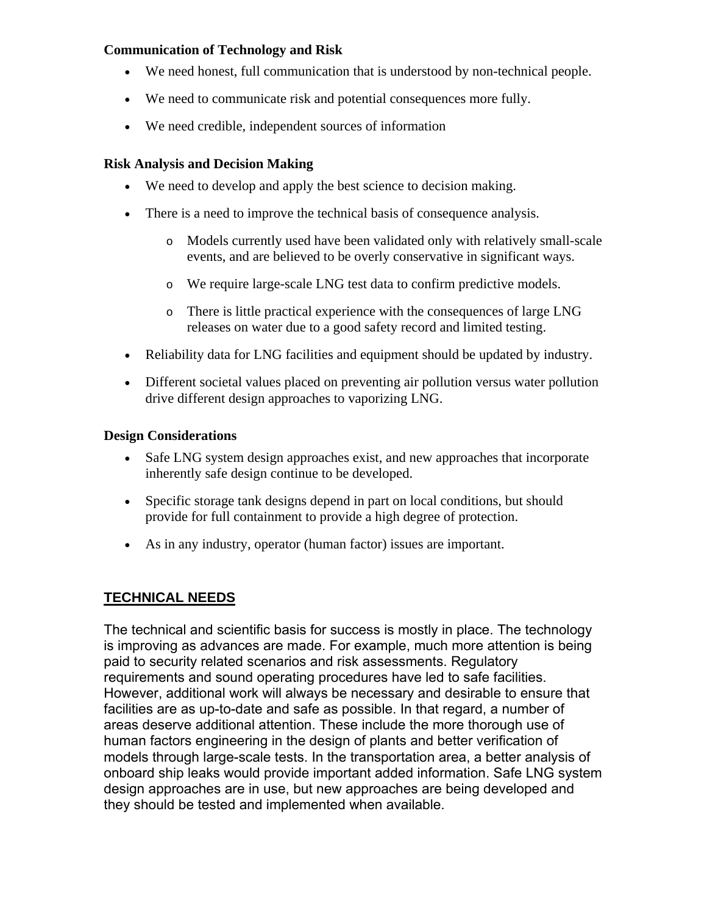### Communication of Technology and Risk

- We need honest, full communication that is understood by non-technical people.
- We need to communicate risk and potential consequences more fully.
- We need credible, independent sources of information

### Risk Analysis and Decision Making

- We need to develop and apply the best science to decision making.
- There is a need to improve the technical basis of consequence analysis.
  - Models currently used have been validated only with relatively small-scale events, and are believed to be overly conservative in significant ways.
  - We require large-scale LNG test data to confirm predictive models.
  - There is little practical experience with the consequences of large LNG releases on water due to a good safety record and limited testing.
- Reliability data for LNG facilities and equipment should be updated by industry.
- Different societal values placed on preventing air pollution versus water pollution drive different design approaches to vaporizing LNG.

### Design Considerations

- Safe LNG system design approaches exist, and new approaches that incorporate inherently safe design continue to be developed.
- Specific storage tank designs depend in part on local conditions, but should provide for full containment to provide a high degree of protection.
- As in any industry, operator (human factor) issues are important.

## TECHNICAL NEEDS

The technical and scientific basis for success is mostly in place. The technology is improving as advances are made. For example, much more attention is being paid to security related scenarios and risk assessments. Regulatory requirements and sound operating procedures have led to safe facilities. However, additional work will always be necessary and desirable to ensure that facilities are as up-to-date and safe as possible. In that regard, a number of areas deserve additional attention. These include the more thorough use of human factors engineering in the design of plants and better verification of models through large-scale tests. In the transportation area, a better analysis of onboard ship leaks would provide important added information. Safe LNG system design approaches are in use, but new approaches are being developed and they should be tested and implemented when available.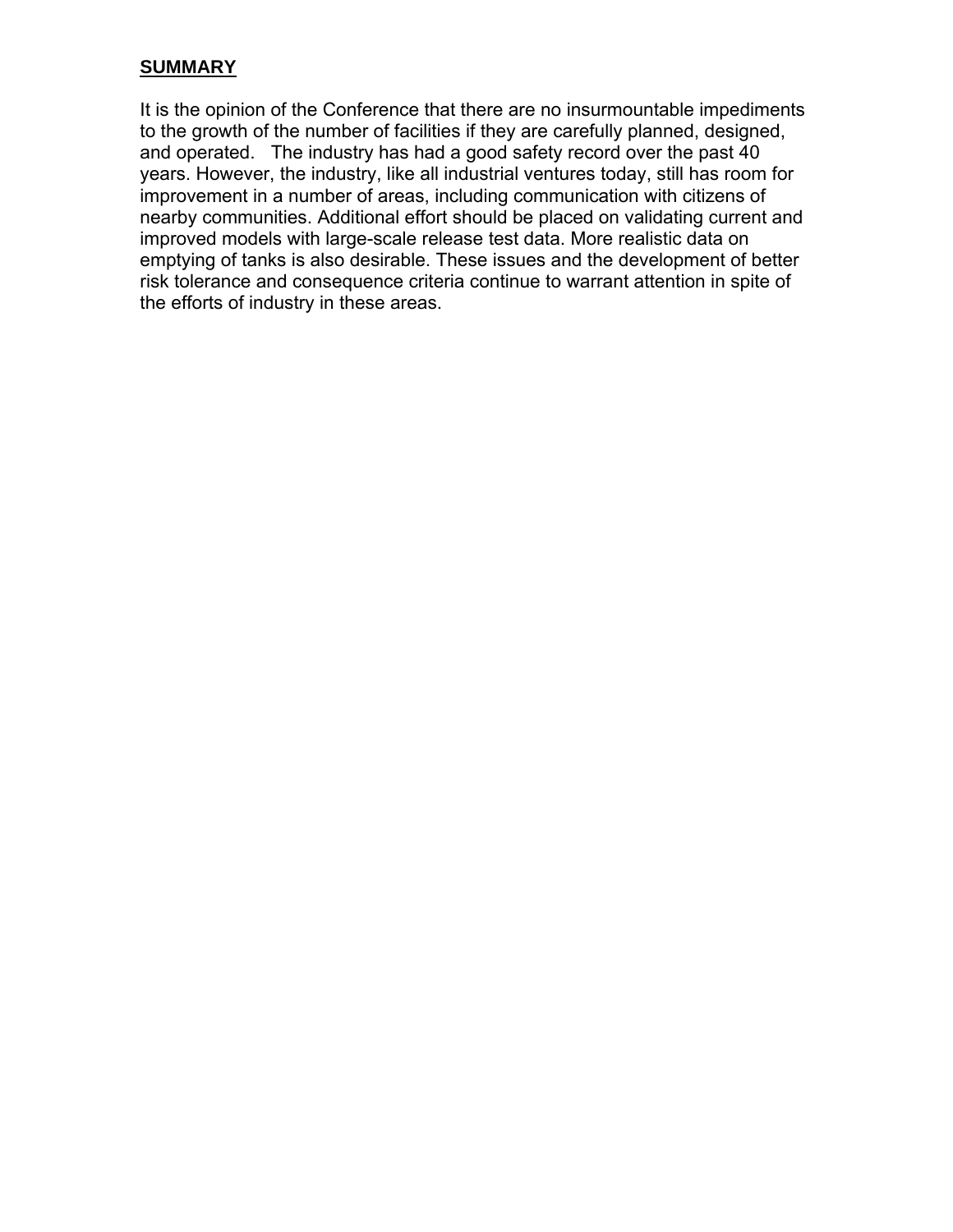## SUMMARY

It is the opinion of the Conference that there are no insurmountable impediments to the growth of the number of facilities if they are carefully planned, designed, and operated. The industry has had a good safety record over the past 40 years. However, the industry, like all industrial ventures today, still has room for improvement in a number of areas, including communication with citizens of nearby communities. Additional effort should be placed on validating current and improved models with large-scale release test data. More realistic data on emptying of tanks is also desirable. These issues and the development of better risk tolerance and consequence criteria continue to warrant attention in spite of the efforts of industry in these areas.